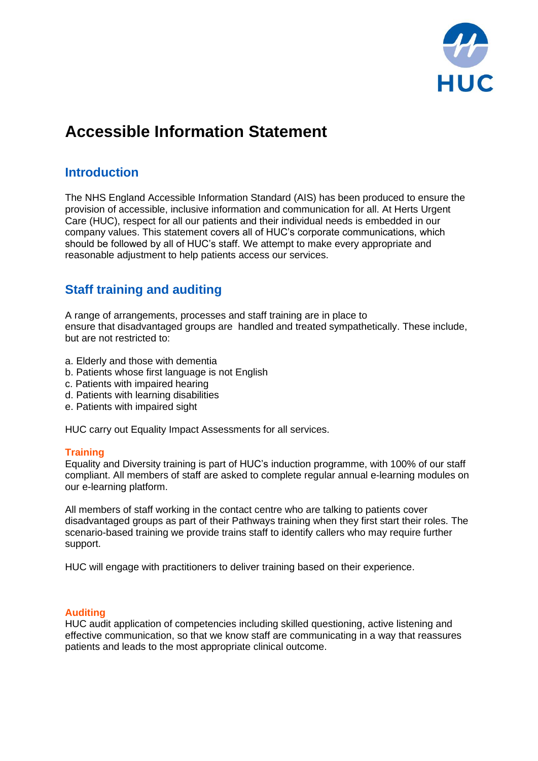# Accessible Information Statement

## Introduction

The NHS England Accessible Information Standard (AIS) has been produced to ensure the provision of accessible, inclusive information and communication for all. At Herts Urgent Care (HUC), respect for all our patients and their individual needs is embedded in our company values. This statement covers all of HUC's corporate communications, which should be followed by all of HUC's staff. We attempt to make every appropriate and reasonable adjustment to help patients access our services.

## Staff training and auditing

A range of arrangements, processes and staff training are in place to ensure that disadvantaged groups are handled and treated sympathetically. These include, but are not restricted to:

a. Elderly and those with dementia
b. Patients whose first language is not English
c. Patients with impaired hearing
d. Patients with learning disabilities
e. Patients with impaired sight

HUC carry out Equality Impact Assessments for all services.

### Training

Equality and Diversity training is part of HUC's induction programme, with 100% of our staff compliant. All members of staff are asked to complete regular annual e-learning modules on our e-learning platform.

All members of staff working in the contact centre who are talking to patients cover disadvantaged groups as part of their Pathways training when they first start their roles. The scenario-based training we provide trains staff to identify callers who may require further support.

HUC will engage with practitioners to deliver training based on their experience.

### Auditing

HUC audit application of competencies including skilled questioning, active listening and effective communication, so that we know staff are communicating in a way that reassures patients and leads to the most appropriate clinical outcome.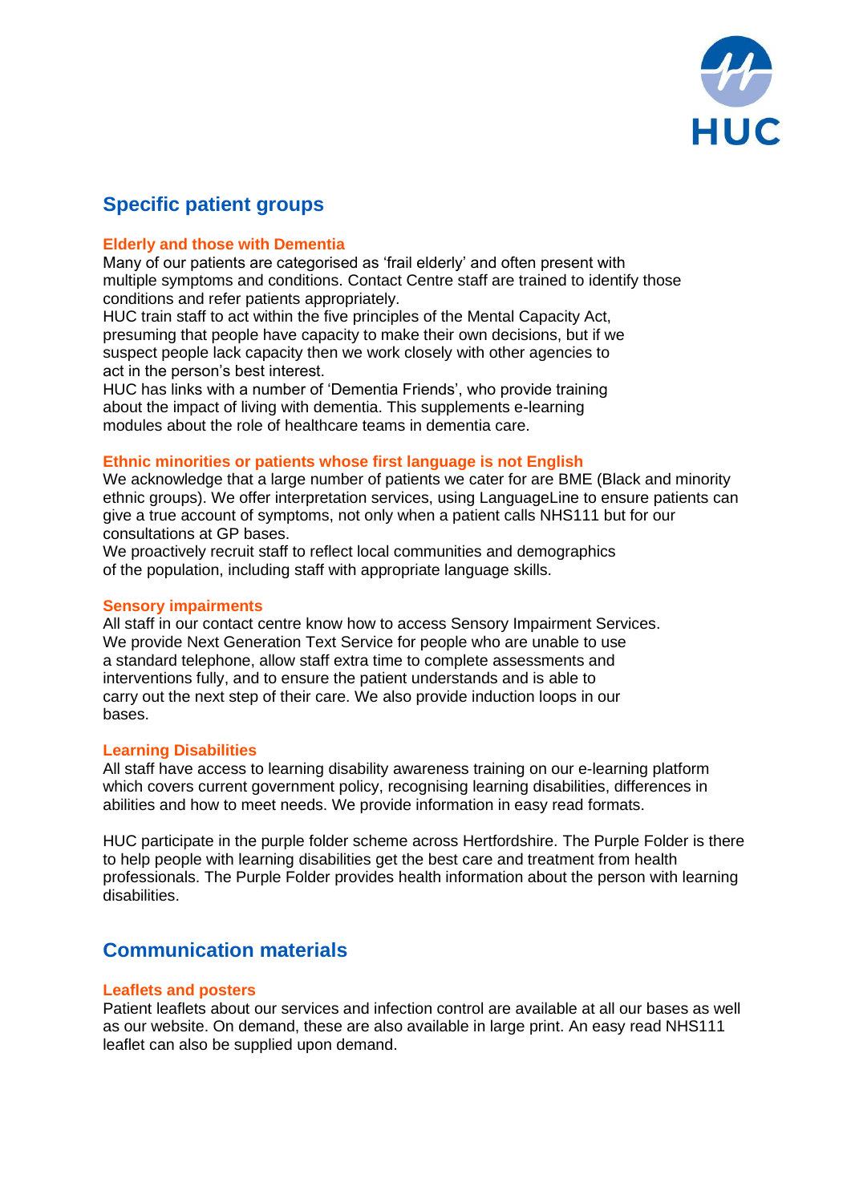## Specific patient groups

### Elderly and those with Dementia

Many of our patients are categorised as 'frail elderly' and often present with multiple symptoms and conditions. Contact Centre staff are trained to identify those conditions and refer patients appropriately.
HUC train staff to act within the five principles of the Mental Capacity Act, presuming that people have capacity to make their own decisions, but if we suspect people lack capacity then we work closely with other agencies to act in the person's best interest.
HUC has links with a number of 'Dementia Friends', who provide training about the impact of living with dementia. This supplements e-learning modules about the role of healthcare teams in dementia care.

### Ethnic minorities or patients whose first language is not English

We acknowledge that a large number of patients we cater for are BME (Black and minority ethnic groups). We offer interpretation services, using LanguageLine to ensure patients can give a true account of symptoms, not only when a patient calls NHS111 but for our consultations at GP bases.
We proactively recruit staff to reflect local communities and demographics of the population, including staff with appropriate language skills.

### Sensory impairments

All staff in our contact centre know how to access Sensory Impairment Services. We provide Next Generation Text Service for people who are unable to use a standard telephone, allow staff extra time to complete assessments and interventions fully, and to ensure the patient understands and is able to carry out the next step of their care. We also provide induction loops in our bases.

### Learning Disabilities

All staff have access to learning disability awareness training on our e-learning platform which covers current government policy, recognising learning disabilities, differences in abilities and how to meet needs. We provide information in easy read formats.

HUC participate in the purple folder scheme across Hertfordshire. The Purple Folder is there to help people with learning disabilities get the best care and treatment from health professionals. The Purple Folder provides health information about the person with learning disabilities.

## Communication materials

### Leaflets and posters

Patient leaflets about our services and infection control are available at all our bases as well as our website. On demand, these are also available in large print. An easy read NHS111 leaflet can also be supplied upon demand.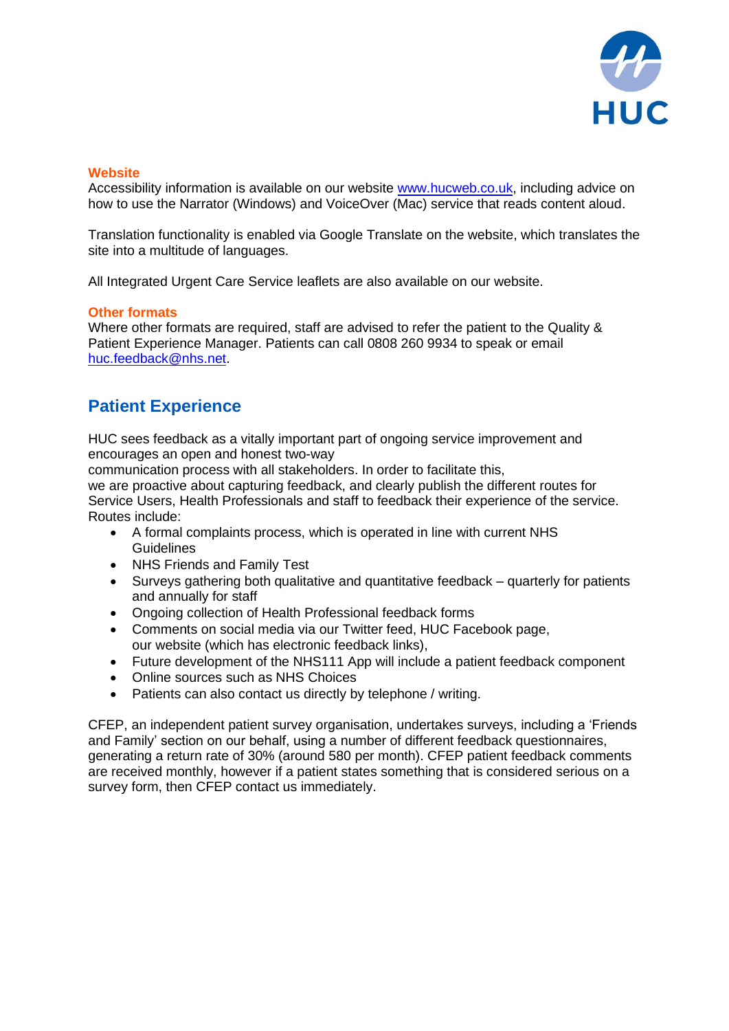**Website**
Accessibility information is available on our website [www.hucweb.co.uk](http://www.hucweb.co.uk), including advice on how to use the Narrator (Windows) and VoiceOver (Mac) service that reads content aloud.

Translation functionality is enabled via Google Translate on the website, which translates the site into a multitude of languages.

All Integrated Urgent Care Service leaflets are also available on our website.

**Other formats**
Where other formats are required, staff are advised to refer the patient to the Quality & Patient Experience Manager. Patients can call 0808 260 9934 to speak or email [huc.feedback@nhs.net](mailto:huc.feedback@nhs.net).

## Patient Experience

HUC sees feedback as a vitally important part of ongoing service improvement and encourages an open and honest two-way communication process with all stakeholders. In order to facilitate this, we are proactive about capturing feedback, and clearly publish the different routes for Service Users, Health Professionals and staff to feedback their experience of the service. Routes include:

- A formal complaints process, which is operated in line with current NHS Guidelines
- NHS Friends and Family Test
- Surveys gathering both qualitative and quantitative feedback – quarterly for patients and annually for staff
- Ongoing collection of Health Professional feedback forms
- Comments on social media via our Twitter feed, HUC Facebook page, our website (which has electronic feedback links),
- Future development of the NHS111 App will include a patient feedback component
- Online sources such as NHS Choices
- Patients can also contact us directly by telephone / writing.

CFEP, an independent patient survey organisation, undertakes surveys, including a 'Friends and Family' section on our behalf, using a number of different feedback questionnaires, generating a return rate of 30% (around 580 per month). CFEP patient feedback comments are received monthly, however if a patient states something that is considered serious on a survey form, then CFEP contact us immediately.